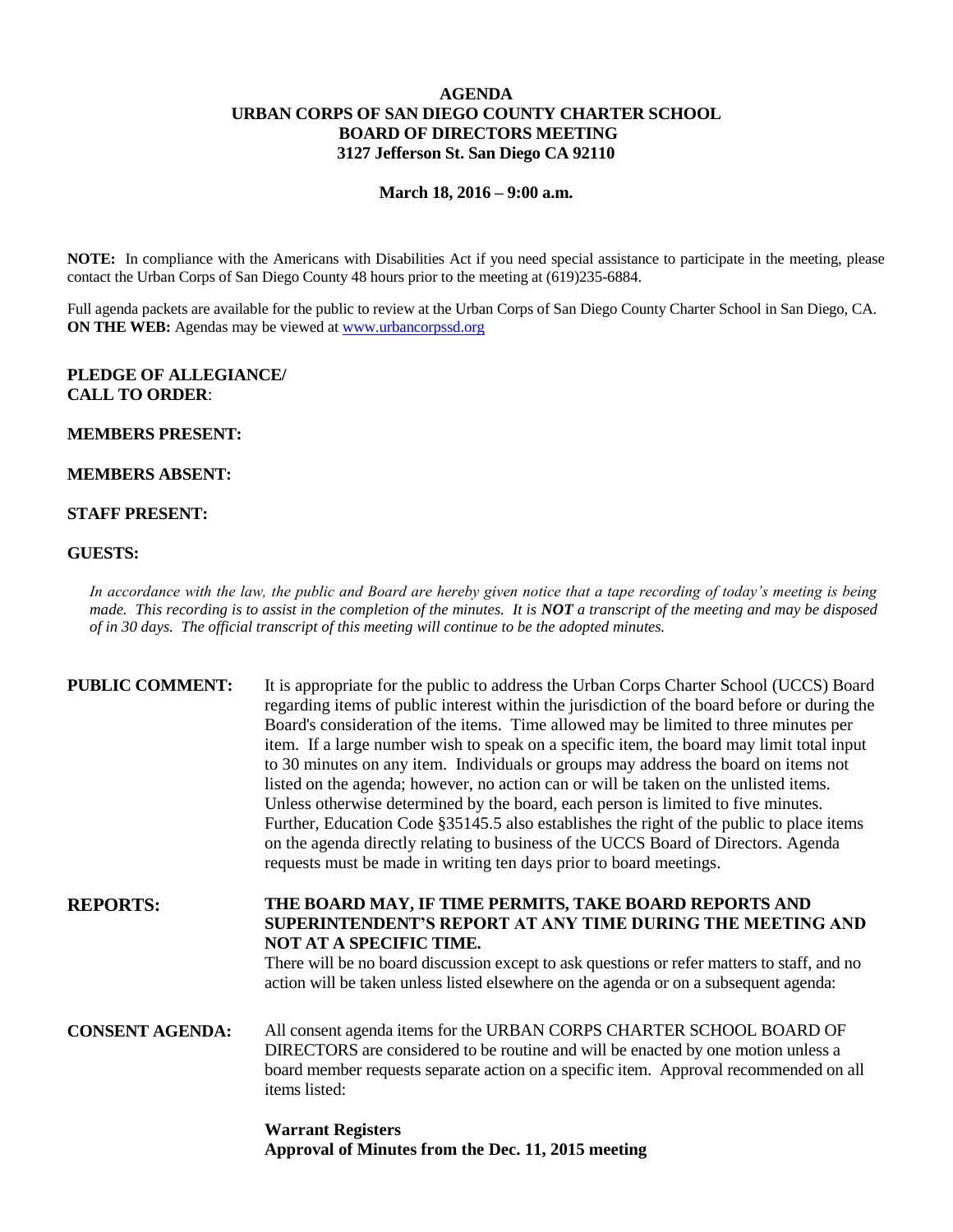# AGENDA
# URBAN CORPS OF SAN DIEGO COUNTY CHARTER SCHOOL
# BOARD OF DIRECTORS MEETING
# 3127 Jefferson St. San Diego CA 92110

**March 18, 2016 – 9:00 a.m.**

**NOTE:** In compliance with the Americans with Disabilities Act if you need special assistance to participate in the meeting, please contact the Urban Corps of San Diego County 48 hours prior to the meeting at (619)235-6884.

Full agenda packets are available for the public to review at the Urban Corps of San Diego County Charter School in San Diego, CA.
**ON THE WEB:** Agendas may be viewed at www.urbancorpssd.org

**PLEDGE OF ALLEGIANCE/**
**CALL TO ORDER**:

**MEMBERS PRESENT:**

**MEMBERS ABSENT:**

**STAFF PRESENT:**

**GUESTS:**

*In accordance with the law, the public and Board are hereby given notice that a tape recording of today's meeting is being made. This recording is to assist in the completion of the minutes. It is **NOT** a transcript of the meeting and may be disposed of in 30 days. The official transcript of this meeting will continue to be the adopted minutes.*

**PUBLIC COMMENT:** It is appropriate for the public to address the Urban Corps Charter School (UCCS) Board regarding items of public interest within the jurisdiction of the board before or during the Board's consideration of the items. Time allowed may be limited to three minutes per item. If a large number wish to speak on a specific item, the board may limit total input to 30 minutes on any item. Individuals or groups may address the board on items not listed on the agenda; however, no action can or will be taken on the unlisted items. Unless otherwise determined by the board, each person is limited to five minutes. Further, Education Code §35145.5 also establishes the right of the public to place items on the agenda directly relating to business of the UCCS Board of Directors. Agenda requests must be made in writing ten days prior to board meetings.

**REPORTS:** **THE BOARD MAY, IF TIME PERMITS, TAKE BOARD REPORTS AND SUPERINTENDENT'S REPORT AT ANY TIME DURING THE MEETING AND NOT AT A SPECIFIC TIME.**
There will be no board discussion except to ask questions or refer matters to staff, and no action will be taken unless listed elsewhere on the agenda or on a subsequent agenda:

**CONSENT AGENDA:** All consent agenda items for the URBAN CORPS CHARTER SCHOOL BOARD OF DIRECTORS are considered to be routine and will be enacted by one motion unless a board member requests separate action on a specific item. Approval recommended on all items listed:

**Warrant Registers**
**Approval of Minutes from the Dec. 11, 2015 meeting**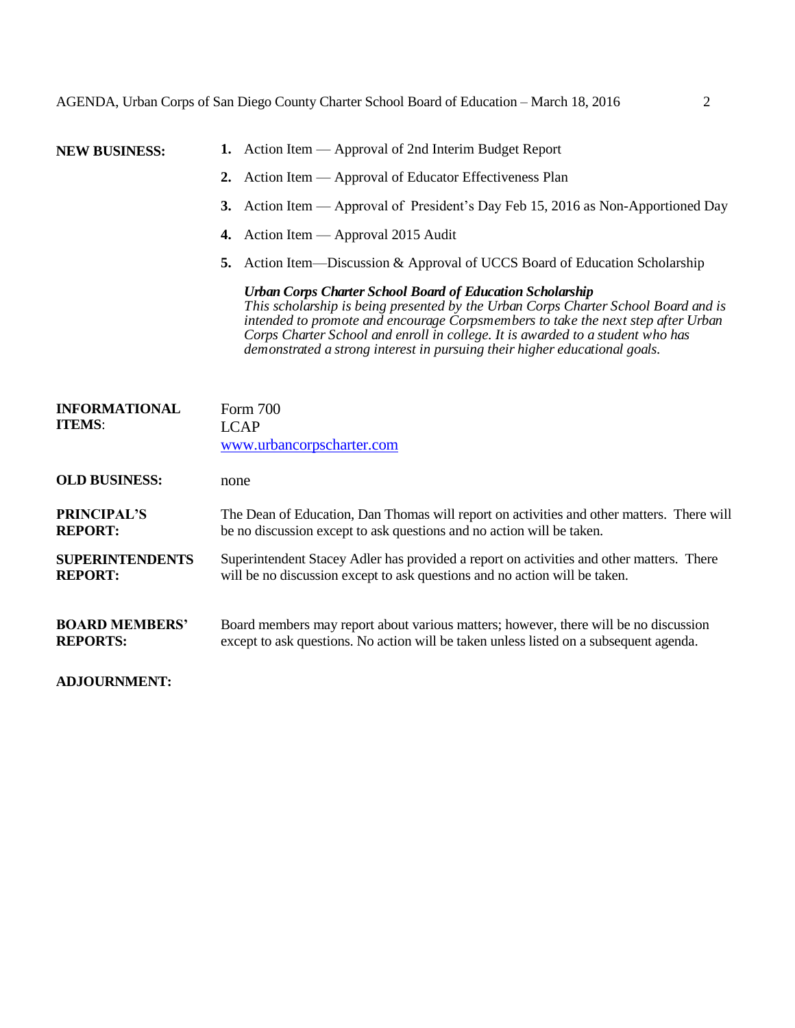**NEW BUSINESS:**

1. Action Item — Approval of 2nd Interim Budget Report
2. Action Item — Approval of Educator Effectiveness Plan
3. Action Item — Approval of President's Day Feb 15, 2016 as Non-Apportioned Day
4. Action Item — Approval 2015 Audit
5. Action Item—Discussion & Approval of UCCS Board of Education Scholarship

   ***Urban Corps Charter School Board of Education Scholarship***
   *This scholarship is being presented by the Urban Corps Charter School Board and is intended to promote and encourage Corpsmembers to take the next step after Urban Corps Charter School and enroll in college. It is awarded to a student who has demonstrated a strong interest in pursuing their higher educational goals.*

**INFORMATIONAL ITEMS**:

Form 700
LCAP
www.urbancorpscharter.com

**OLD BUSINESS:** none

**PRINCIPAL'S REPORT:** The Dean of Education, Dan Thomas will report on activities and other matters. There will be no discussion except to ask questions and no action will be taken.

**SUPERINTENDENTS REPORT:** Superintendent Stacey Adler has provided a report on activities and other matters. There will be no discussion except to ask questions and no action will be taken.

**BOARD MEMBERS' REPORTS:** Board members may report about various matters; however, there will be no discussion except to ask questions. No action will be taken unless listed on a subsequent agenda.

**ADJOURNMENT:**